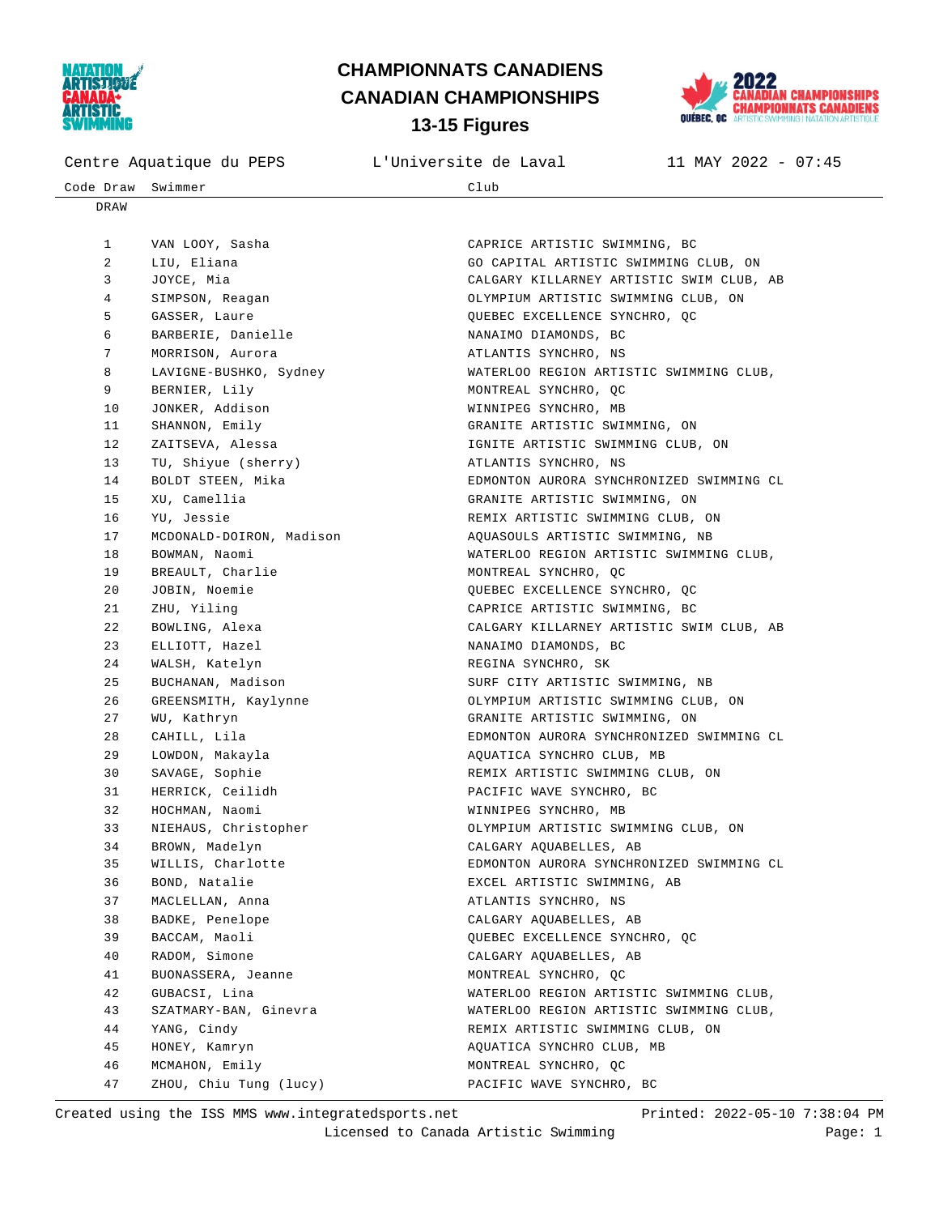# CHAMPIONNATS CANADIENS
# CANADIAN CHAMPIONSHIPS
## 13-15 Figures

Centre Aquatique du PEPS | L'Universite de Laval | 11 MAY 2022 - 07:45

| Code Draw | Swimmer | Club |
|---|---|---|
| DRAW | | |
| 1 | VAN LOOY, Sasha | CAPRICE ARTISTIC SWIMMING, BC |
| 2 | LIU, Eliana | GO CAPITAL ARTISTIC SWIMMING CLUB, ON |
| 3 | JOYCE, Mia | CALGARY KILLARNEY ARTISTIC SWIM CLUB, AB |
| 4 | SIMPSON, Reagan | OLYMPIUM ARTISTIC SWIMMING CLUB, ON |
| 5 | GASSER, Laure | QUEBEC EXCELLENCE SYNCHRO, QC |
| 6 | BARBERIE, Danielle | NANAIMO DIAMONDS, BC |
| 7 | MORRISON, Aurora | ATLANTIS SYNCHRO, NS |
| 8 | LAVIGNE-BUSHKO, Sydney | WATERLOO REGION ARTISTIC SWIMMING CLUB, |
| 9 | BERNIER, Lily | MONTREAL SYNCHRO, QC |
| 10 | JONKER, Addison | WINNIPEG SYNCHRO, MB |
| 11 | SHANNON, Emily | GRANITE ARTISTIC SWIMMING, ON |
| 12 | ZAITSEVA, Alessa | IGNITE ARTISTIC SWIMMING CLUB, ON |
| 13 | TU, Shiyue (sherry) | ATLANTIS SYNCHRO, NS |
| 14 | BOLDT STEEN, Mika | EDMONTON AURORA SYNCHRONIZED SWIMMING CL |
| 15 | XU, Camellia | GRANITE ARTISTIC SWIMMING, ON |
| 16 | YU, Jessie | REMIX ARTISTIC SWIMMING CLUB, ON |
| 17 | MCDONALD-DOIRON, Madison | AQUASOULS ARTISTIC SWIMMING, NB |
| 18 | BOWMAN, Naomi | WATERLOO REGION ARTISTIC SWIMMING CLUB, |
| 19 | BREAULT, Charlie | MONTREAL SYNCHRO, QC |
| 20 | JOBIN, Noemie | QUEBEC EXCELLENCE SYNCHRO, QC |
| 21 | ZHU, Yiling | CAPRICE ARTISTIC SWIMMING, BC |
| 22 | BOWLING, Alexa | CALGARY KILLARNEY ARTISTIC SWIM CLUB, AB |
| 23 | ELLIOTT, Hazel | NANAIMO DIAMONDS, BC |
| 24 | WALSH, Katelyn | REGINA SYNCHRO, SK |
| 25 | BUCHANAN, Madison | SURF CITY ARTISTIC SWIMMING, NB |
| 26 | GREENSMITH, Kaylynne | OLYMPIUM ARTISTIC SWIMMING CLUB, ON |
| 27 | WU, Kathryn | GRANITE ARTISTIC SWIMMING, ON |
| 28 | CAHILL, Lila | EDMONTON AURORA SYNCHRONIZED SWIMMING CL |
| 29 | LOWDON, Makayla | AQUATICA SYNCHRO CLUB, MB |
| 30 | SAVAGE, Sophie | REMIX ARTISTIC SWIMMING CLUB, ON |
| 31 | HERRICK, Ceilidh | PACIFIC WAVE SYNCHRO, BC |
| 32 | HOCHMAN, Naomi | WINNIPEG SYNCHRO, MB |
| 33 | NIEHAUS, Christopher | OLYMPIUM ARTISTIC SWIMMING CLUB, ON |
| 34 | BROWN, Madelyn | CALGARY AQUABELLES, AB |
| 35 | WILLIS, Charlotte | EDMONTON AURORA SYNCHRONIZED SWIMMING CL |
| 36 | BOND, Natalie | EXCEL ARTISTIC SWIMMING, AB |
| 37 | MACLELLAN, Anna | ATLANTIS SYNCHRO, NS |
| 38 | BADKE, Penelope | CALGARY AQUABELLES, AB |
| 39 | BACCAM, Maoli | QUEBEC EXCELLENCE SYNCHRO, QC |
| 40 | RADOM, Simone | CALGARY AQUABELLES, AB |
| 41 | BUONASSERA, Jeanne | MONTREAL SYNCHRO, QC |
| 42 | GUBACSI, Lina | WATERLOO REGION ARTISTIC SWIMMING CLUB, |
| 43 | SZATMARY-BAN, Ginevra | WATERLOO REGION ARTISTIC SWIMMING CLUB, |
| 44 | YANG, Cindy | REMIX ARTISTIC SWIMMING CLUB, ON |
| 45 | HONEY, Kamryn | AQUATICA SYNCHRO CLUB, MB |
| 46 | MCMAHON, Emily | MONTREAL SYNCHRO, QC |
| 47 | ZHOU, Chiu Tung (lucy) | PACIFIC WAVE SYNCHRO, BC |

Created using the ISS MMS www.integratedsports.net Printed: 2022-05-10 7:38:04 PM
Licensed to Canada Artistic Swimming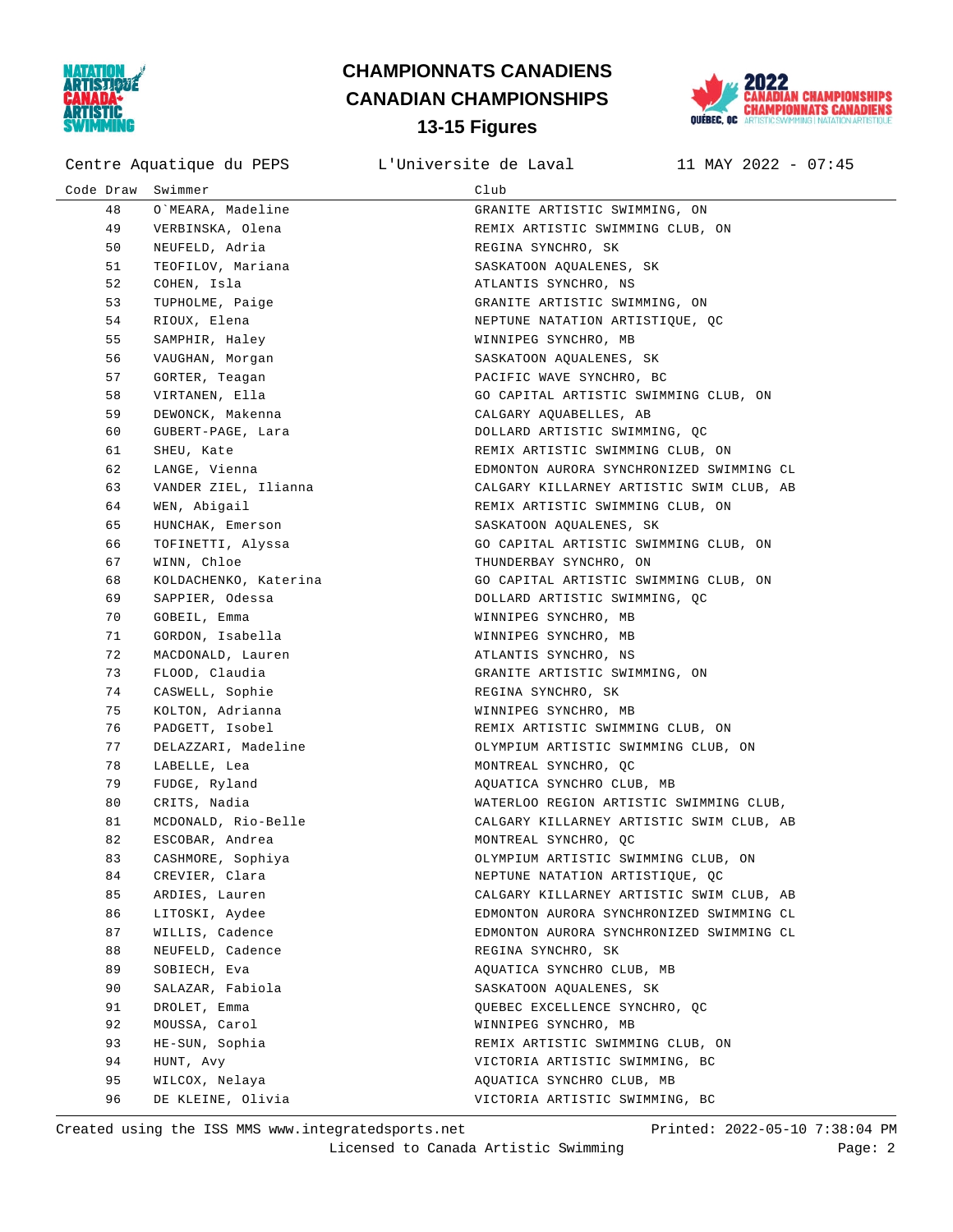# CHAMPIONNATS CANADIENS
# CANADIAN CHAMPIONSHIPS
## 13-15 Figures

Centre Aquatique du PEPS    L'Universite de Laval    11 MAY 2022 - 07:45

| Code | Draw | Swimmer | Club |
|---|---|---|---|
| | 48 | O`MEARA, Madeline | GRANITE ARTISTIC SWIMMING, ON |
| | 49 | VERBINSKA, Olena | REMIX ARTISTIC SWIMMING CLUB, ON |
| | 50 | NEUFELD, Adria | REGINA SYNCHRO, SK |
| | 51 | TEOFILOV, Mariana | SASKATOON AQUALENES, SK |
| | 52 | COHEN, Isla | ATLANTIS SYNCHRO, NS |
| | 53 | TUPHOLME, Paige | GRANITE ARTISTIC SWIMMING, ON |
| | 54 | RIOUX, Elena | NEPTUNE NATATION ARTISTIQUE, QC |
| | 55 | SAMPHIR, Haley | WINNIPEG SYNCHRO, MB |
| | 56 | VAUGHAN, Morgan | SASKATOON AQUALENES, SK |
| | 57 | GORTER, Teagan | PACIFIC WAVE SYNCHRO, BC |
| | 58 | VIRTANEN, Ella | GO CAPITAL ARTISTIC SWIMMING CLUB, ON |
| | 59 | DEWONCK, Makenna | CALGARY AQUABELLES, AB |
| | 60 | GUBERT-PAGE, Lara | DOLLARD ARTISTIC SWIMMING, QC |
| | 61 | SHEU, Kate | REMIX ARTISTIC SWIMMING CLUB, ON |
| | 62 | LANGE, Vienna | EDMONTON AURORA SYNCHRONIZED SWIMMING CL |
| | 63 | VANDER ZIEL, Ilianna | CALGARY KILLARNEY ARTISTIC SWIM CLUB, AB |
| | 64 | WEN, Abigail | REMIX ARTISTIC SWIMMING CLUB, ON |
| | 65 | HUNCHAK, Emerson | SASKATOON AQUALENES, SK |
| | 66 | TOFINETTI, Alyssa | GO CAPITAL ARTISTIC SWIMMING CLUB, ON |
| | 67 | WINN, Chloe | THUNDERBAY SYNCHRO, ON |
| | 68 | KOLDACHENKO, Katerina | GO CAPITAL ARTISTIC SWIMMING CLUB, ON |
| | 69 | SAPPIER, Odessa | DOLLARD ARTISTIC SWIMMING, QC |
| | 70 | GOBEIL, Emma | WINNIPEG SYNCHRO, MB |
| | 71 | GORDON, Isabella | WINNIPEG SYNCHRO, MB |
| | 72 | MACDONALD, Lauren | ATLANTIS SYNCHRO, NS |
| | 73 | FLOOD, Claudia | GRANITE ARTISTIC SWIMMING, ON |
| | 74 | CASWELL, Sophie | REGINA SYNCHRO, SK |
| | 75 | KOLTON, Adrianna | WINNIPEG SYNCHRO, MB |
| | 76 | PADGETT, Isobel | REMIX ARTISTIC SWIMMING CLUB, ON |
| | 77 | DELAZZARI, Madeline | OLYMPIUM ARTISTIC SWIMMING CLUB, ON |
| | 78 | LABELLE, Lea | MONTREAL SYNCHRO, QC |
| | 79 | FUDGE, Ryland | AQUATICA SYNCHRO CLUB, MB |
| | 80 | CRITS, Nadia | WATERLOO REGION ARTISTIC SWIMMING CLUB, |
| | 81 | MCDONALD, Rio-Belle | CALGARY KILLARNEY ARTISTIC SWIM CLUB, AB |
| | 82 | ESCOBAR, Andrea | MONTREAL SYNCHRO, QC |
| | 83 | CASHMORE, Sophiya | OLYMPIUM ARTISTIC SWIMMING CLUB, ON |
| | 84 | CREVIER, Clara | NEPTUNE NATATION ARTISTIQUE, QC |
| | 85 | ARDIES, Lauren | CALGARY KILLARNEY ARTISTIC SWIM CLUB, AB |
| | 86 | LITOSKI, Aydee | EDMONTON AURORA SYNCHRONIZED SWIMMING CL |
| | 87 | WILLIS, Cadence | EDMONTON AURORA SYNCHRONIZED SWIMMING CL |
| | 88 | NEUFELD, Cadence | REGINA SYNCHRO, SK |
| | 89 | SOBIECH, Eva | AQUATICA SYNCHRO CLUB, MB |
| | 90 | SALAZAR, Fabiola | SASKATOON AQUALENES, SK |
| | 91 | DROLET, Emma | QUEBEC EXCELLENCE SYNCHRO, QC |
| | 92 | MOUSSA, Carol | WINNIPEG SYNCHRO, MB |
| | 93 | HE-SUN, Sophia | REMIX ARTISTIC SWIMMING CLUB, ON |
| | 94 | HUNT, Avy | VICTORIA ARTISTIC SWIMMING, BC |
| | 95 | WILCOX, Nelaya | AQUATICA SYNCHRO CLUB, MB |
| | 96 | DE KLEINE, Olivia | VICTORIA ARTISTIC SWIMMING, BC |

Created using the ISS MMS www.integratedsports.net    Printed: 2022-05-10 7:38:04 PM
Licensed to Canada Artistic Swimming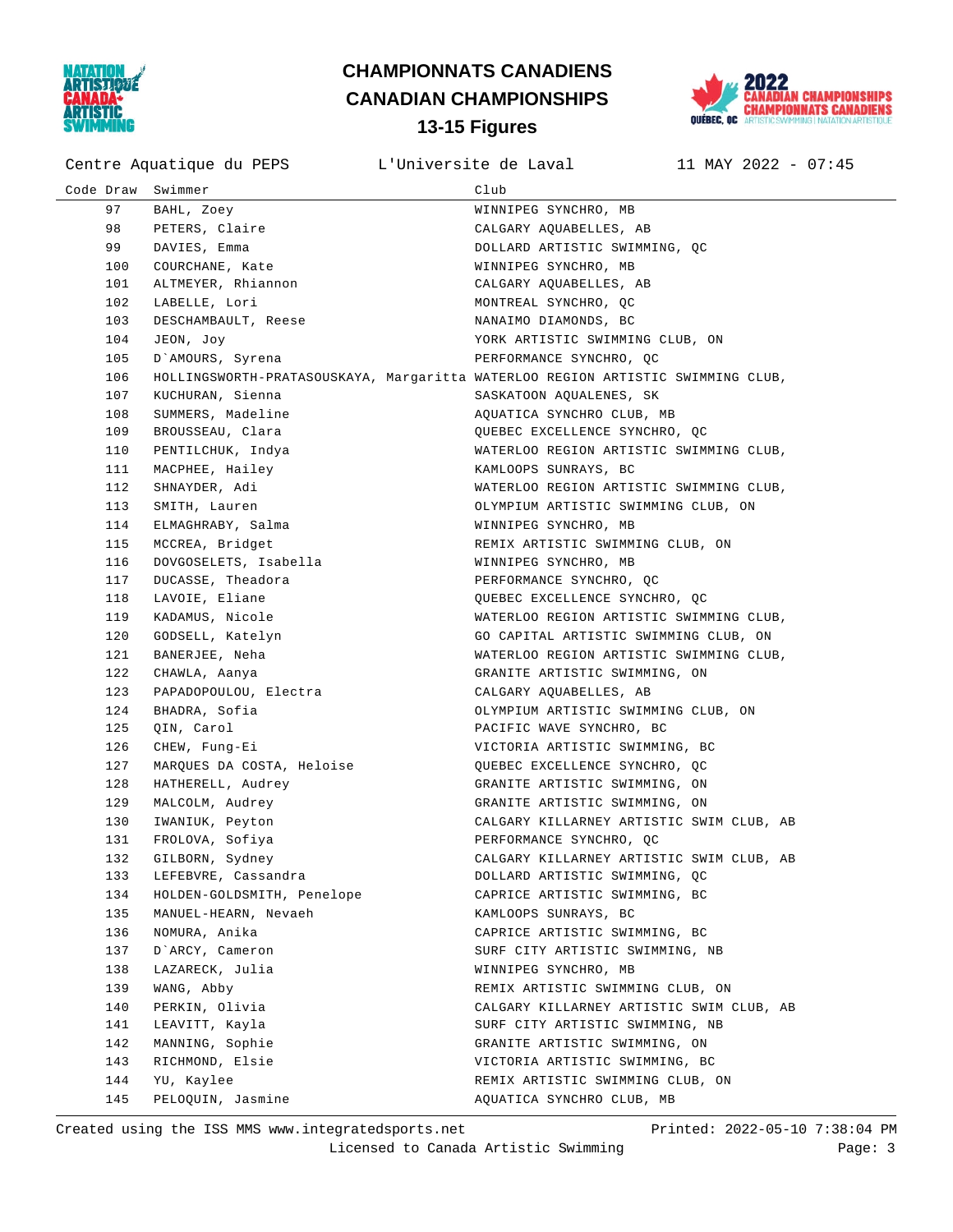# CHAMPIONNATS CANADIENS
# CANADIAN CHAMPIONSHIPS
## 13-15 Figures

Centre Aquatique du PEPS　　L'Universite de Laval　　11 MAY 2022 - 07:45

| Code | Draw | Swimmer | Club |
|---|---|---|---|
| | 97 | BAHL, Zoey | WINNIPEG SYNCHRO, MB |
| | 98 | PETERS, Claire | CALGARY AQUABELLES, AB |
| | 99 | DAVIES, Emma | DOLLARD ARTISTIC SWIMMING, QC |
| | 100 | COURCHANE, Kate | WINNIPEG SYNCHRO, MB |
| | 101 | ALTMEYER, Rhiannon | CALGARY AQUABELLES, AB |
| | 102 | LABELLE, Lori | MONTREAL SYNCHRO, QC |
| | 103 | DESCHAMBAULT, Reese | NANAIMO DIAMONDS, BC |
| | 104 | JEON, Joy | YORK ARTISTIC SWIMMING CLUB, ON |
| | 105 | D`AMOURS, Syrena | PERFORMANCE SYNCHRO, QC |
| | 106 | HOLLINGSWORTH-PRATASOUSKAYA, Margaritta | WATERLOO REGION ARTISTIC SWIMMING CLUB, |
| | 107 | KUCHURAN, Sienna | SASKATOON AQUALENES, SK |
| | 108 | SUMMERS, Madeline | AQUATICA SYNCHRO CLUB, MB |
| | 109 | BROUSSEAU, Clara | QUEBEC EXCELLENCE SYNCHRO, QC |
| | 110 | PENTILCHUK, Indya | WATERLOO REGION ARTISTIC SWIMMING CLUB, |
| | 111 | MACPHEE, Hailey | KAMLOOPS SUNRAYS, BC |
| | 112 | SHNAYDER, Adi | WATERLOO REGION ARTISTIC SWIMMING CLUB, |
| | 113 | SMITH, Lauren | OLYMPIUM ARTISTIC SWIMMING CLUB, ON |
| | 114 | ELMAGHRABY, Salma | WINNIPEG SYNCHRO, MB |
| | 115 | MCCREA, Bridget | REMIX ARTISTIC SWIMMING CLUB, ON |
| | 116 | DOVGOSELETS, Isabella | WINNIPEG SYNCHRO, MB |
| | 117 | DUCASSE, Theadora | PERFORMANCE SYNCHRO, QC |
| | 118 | LAVOIE, Eliane | QUEBEC EXCELLENCE SYNCHRO, QC |
| | 119 | KADAMUS, Nicole | WATERLOO REGION ARTISTIC SWIMMING CLUB, |
| | 120 | GODSELL, Katelyn | GO CAPITAL ARTISTIC SWIMMING CLUB, ON |
| | 121 | BANERJEE, Neha | WATERLOO REGION ARTISTIC SWIMMING CLUB, |
| | 122 | CHAWLA, Aanya | GRANITE ARTISTIC SWIMMING, ON |
| | 123 | PAPADOPOULOU, Electra | CALGARY AQUABELLES, AB |
| | 124 | BHADRA, Sofia | OLYMPIUM ARTISTIC SWIMMING CLUB, ON |
| | 125 | QIN, Carol | PACIFIC WAVE SYNCHRO, BC |
| | 126 | CHEW, Fung-Ei | VICTORIA ARTISTIC SWIMMING, BC |
| | 127 | MARQUES DA COSTA, Heloise | QUEBEC EXCELLENCE SYNCHRO, QC |
| | 128 | HATHERELL, Audrey | GRANITE ARTISTIC SWIMMING, ON |
| | 129 | MALCOLM, Audrey | GRANITE ARTISTIC SWIMMING, ON |
| | 130 | IWANIUK, Peyton | CALGARY KILLARNEY ARTISTIC SWIM CLUB, AB |
| | 131 | FROLOVA, Sofiya | PERFORMANCE SYNCHRO, QC |
| | 132 | GILBORN, Sydney | CALGARY KILLARNEY ARTISTIC SWIM CLUB, AB |
| | 133 | LEFEBVRE, Cassandra | DOLLARD ARTISTIC SWIMMING, QC |
| | 134 | HOLDEN-GOLDSMITH, Penelope | CAPRICE ARTISTIC SWIMMING, BC |
| | 135 | MANUEL-HEARN, Nevaeh | KAMLOOPS SUNRAYS, BC |
| | 136 | NOMURA, Anika | CAPRICE ARTISTIC SWIMMING, BC |
| | 137 | D`ARCY, Cameron | SURF CITY ARTISTIC SWIMMING, NB |
| | 138 | LAZARECK, Julia | WINNIPEG SYNCHRO, MB |
| | 139 | WANG, Abby | REMIX ARTISTIC SWIMMING CLUB, ON |
| | 140 | PERKIN, Olivia | CALGARY KILLARNEY ARTISTIC SWIM CLUB, AB |
| | 141 | LEAVITT, Kayla | SURF CITY ARTISTIC SWIMMING, NB |
| | 142 | MANNING, Sophie | GRANITE ARTISTIC SWIMMING, ON |
| | 143 | RICHMOND, Elsie | VICTORIA ARTISTIC SWIMMING, BC |
| | 144 | YU, Kaylee | REMIX ARTISTIC SWIMMING CLUB, ON |
| | 145 | PELOQUIN, Jasmine | AQUATICA SYNCHRO CLUB, MB |

Created using the ISS MMS www.integratedsports.net　　Printed: 2022-05-10 7:38:04 PM
Licensed to Canada Artistic Swimming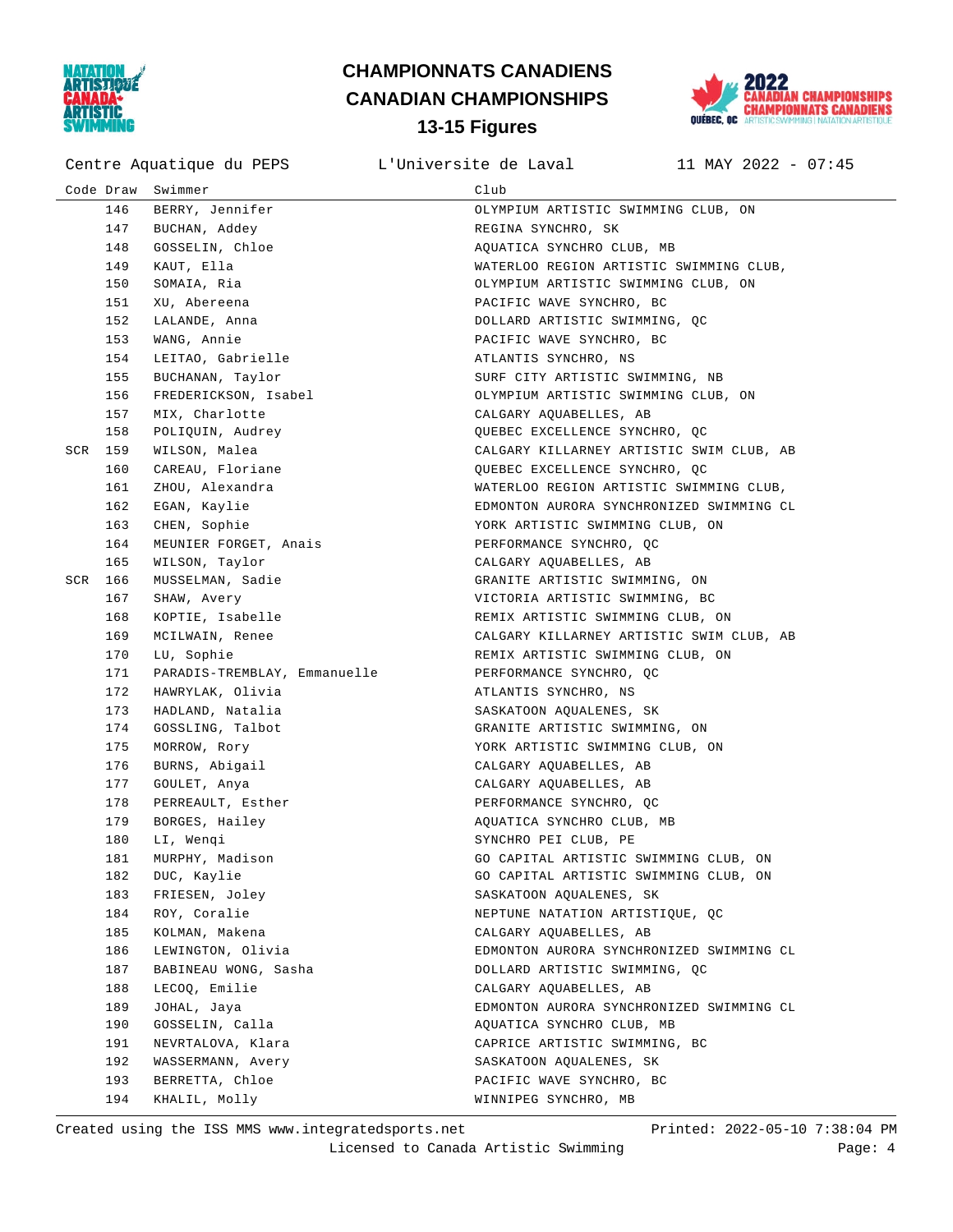# CHAMPIONNATS CANADIENS
# CANADIAN CHAMPIONSHIPS
## 13-15 Figures

Centre Aquatique du PEPS    L'Universite de Laval    11 MAY 2022 - 07:45

| Code | Draw | Swimmer | Club |
|---|---|---|---|
| | 146 | BERRY, Jennifer | OLYMPIUM ARTISTIC SWIMMING CLUB, ON |
| | 147 | BUCHAN, Addey | REGINA SYNCHRO, SK |
| | 148 | GOSSELIN, Chloe | AQUATICA SYNCHRO CLUB, MB |
| | 149 | KAUT, Ella | WATERLOO REGION ARTISTIC SWIMMING CLUB, |
| | 150 | SOMAIA, Ria | OLYMPIUM ARTISTIC SWIMMING CLUB, ON |
| | 151 | XU, Abereena | PACIFIC WAVE SYNCHRO, BC |
| | 152 | LALANDE, Anna | DOLLARD ARTISTIC SWIMMING, QC |
| | 153 | WANG, Annie | PACIFIC WAVE SYNCHRO, BC |
| | 154 | LEITAO, Gabrielle | ATLANTIS SYNCHRO, NS |
| | 155 | BUCHANAN, Taylor | SURF CITY ARTISTIC SWIMMING, NB |
| | 156 | FREDERICKSON, Isabel | OLYMPIUM ARTISTIC SWIMMING CLUB, ON |
| | 157 | MIX, Charlotte | CALGARY AQUABELLES, AB |
| | 158 | POLIQUIN, Audrey | QUEBEC EXCELLENCE SYNCHRO, QC |
| SCR | 159 | WILSON, Malea | CALGARY KILLARNEY ARTISTIC SWIM CLUB, AB |
| | 160 | CAREAU, Floriane | QUEBEC EXCELLENCE SYNCHRO, QC |
| | 161 | ZHOU, Alexandra | WATERLOO REGION ARTISTIC SWIMMING CLUB, |
| | 162 | EGAN, Kaylie | EDMONTON AURORA SYNCHRONIZED SWIMMING CL |
| | 163 | CHEN, Sophie | YORK ARTISTIC SWIMMING CLUB, ON |
| | 164 | MEUNIER FORGET, Anais | PERFORMANCE SYNCHRO, QC |
| | 165 | WILSON, Taylor | CALGARY AQUABELLES, AB |
| SCR | 166 | MUSSELMAN, Sadie | GRANITE ARTISTIC SWIMMING, ON |
| | 167 | SHAW, Avery | VICTORIA ARTISTIC SWIMMING, BC |
| | 168 | KOPTIE, Isabelle | REMIX ARTISTIC SWIMMING CLUB, ON |
| | 169 | MCILWAIN, Renee | CALGARY KILLARNEY ARTISTIC SWIM CLUB, AB |
| | 170 | LU, Sophie | REMIX ARTISTIC SWIMMING CLUB, ON |
| | 171 | PARADIS-TREMBLAY, Emmanuelle | PERFORMANCE SYNCHRO, QC |
| | 172 | HAWRYLAK, Olivia | ATLANTIS SYNCHRO, NS |
| | 173 | HADLAND, Natalia | SASKATOON AQUALENES, SK |
| | 174 | GOSSLING, Talbot | GRANITE ARTISTIC SWIMMING, ON |
| | 175 | MORROW, Rory | YORK ARTISTIC SWIMMING CLUB, ON |
| | 176 | BURNS, Abigail | CALGARY AQUABELLES, AB |
| | 177 | GOULET, Anya | CALGARY AQUABELLES, AB |
| | 178 | PERREAULT, Esther | PERFORMANCE SYNCHRO, QC |
| | 179 | BORGES, Hailey | AQUATICA SYNCHRO CLUB, MB |
| | 180 | LI, Wenqi | SYNCHRO PEI CLUB, PE |
| | 181 | MURPHY, Madison | GO CAPITAL ARTISTIC SWIMMING CLUB, ON |
| | 182 | DUC, Kaylie | GO CAPITAL ARTISTIC SWIMMING CLUB, ON |
| | 183 | FRIESEN, Joley | SASKATOON AQUALENES, SK |
| | 184 | ROY, Coralie | NEPTUNE NATATION ARTISTIQUE, QC |
| | 185 | KOLMAN, Makena | CALGARY AQUABELLES, AB |
| | 186 | LEWINGTON, Olivia | EDMONTON AURORA SYNCHRONIZED SWIMMING CL |
| | 187 | BABINEAU WONG, Sasha | DOLLARD ARTISTIC SWIMMING, QC |
| | 188 | LECOQ, Emilie | CALGARY AQUABELLES, AB |
| | 189 | JOHAL, Jaya | EDMONTON AURORA SYNCHRONIZED SWIMMING CL |
| | 190 | GOSSELIN, Calla | AQUATICA SYNCHRO CLUB, MB |
| | 191 | NEVRTALOVA, Klara | CAPRICE ARTISTIC SWIMMING, BC |
| | 192 | WASSERMANN, Avery | SASKATOON AQUALENES, SK |
| | 193 | BERRETTA, Chloe | PACIFIC WAVE SYNCHRO, BC |
| | 194 | KHALIL, Molly | WINNIPEG SYNCHRO, MB |

Created using the ISS MMS www.integratedsports.net    Printed: 2022-05-10 7:38:04 PM
Licensed to Canada Artistic Swimming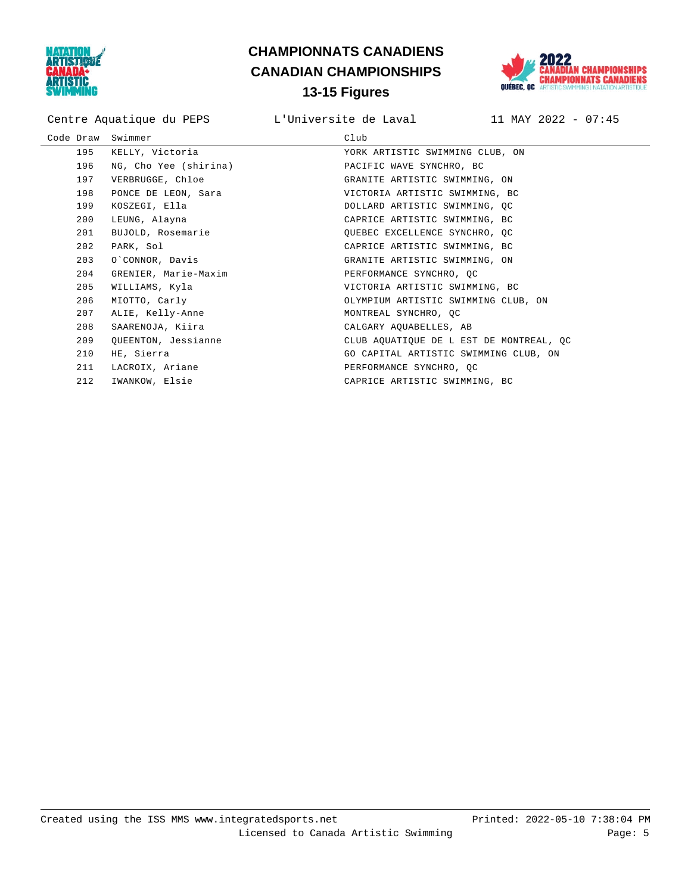# CHAMPIONNATS CANADIENS
# CANADIAN CHAMPIONSHIPS
## 13-15 Figures

Centre Aquatique du PEPS　　L'Universite de Laval　　11 MAY 2022 - 07:45

| Code Draw | Swimmer | Club |
|---|---|---|
| 195 | KELLY, Victoria | YORK ARTISTIC SWIMMING CLUB, ON |
| 196 | NG, Cho Yee (shirina) | PACIFIC WAVE SYNCHRO, BC |
| 197 | VERBRUGGE, Chloe | GRANITE ARTISTIC SWIMMING, ON |
| 198 | PONCE DE LEON, Sara | VICTORIA ARTISTIC SWIMMING, BC |
| 199 | KOSZEGI, Ella | DOLLARD ARTISTIC SWIMMING, QC |
| 200 | LEUNG, Alayna | CAPRICE ARTISTIC SWIMMING, BC |
| 201 | BUJOLD, Rosemarie | QUEBEC EXCELLENCE SYNCHRO, QC |
| 202 | PARK, Sol | CAPRICE ARTISTIC SWIMMING, BC |
| 203 | O`CONNOR, Davis | GRANITE ARTISTIC SWIMMING, ON |
| 204 | GRENIER, Marie-Maxim | PERFORMANCE SYNCHRO, QC |
| 205 | WILLIAMS, Kyla | VICTORIA ARTISTIC SWIMMING, BC |
| 206 | MIOTTO, Carly | OLYMPIUM ARTISTIC SWIMMING CLUB, ON |
| 207 | ALIE, Kelly-Anne | MONTREAL SYNCHRO, QC |
| 208 | SAARENOJA, Kiira | CALGARY AQUABELLES, AB |
| 209 | QUEENTON, Jessianne | CLUB AQUATIQUE DE L EST DE MONTREAL, QC |
| 210 | HE, Sierra | GO CAPITAL ARTISTIC SWIMMING CLUB, ON |
| 211 | LACROIX, Ariane | PERFORMANCE SYNCHRO, QC |
| 212 | IWANKOW, Elsie | CAPRICE ARTISTIC SWIMMING, BC |